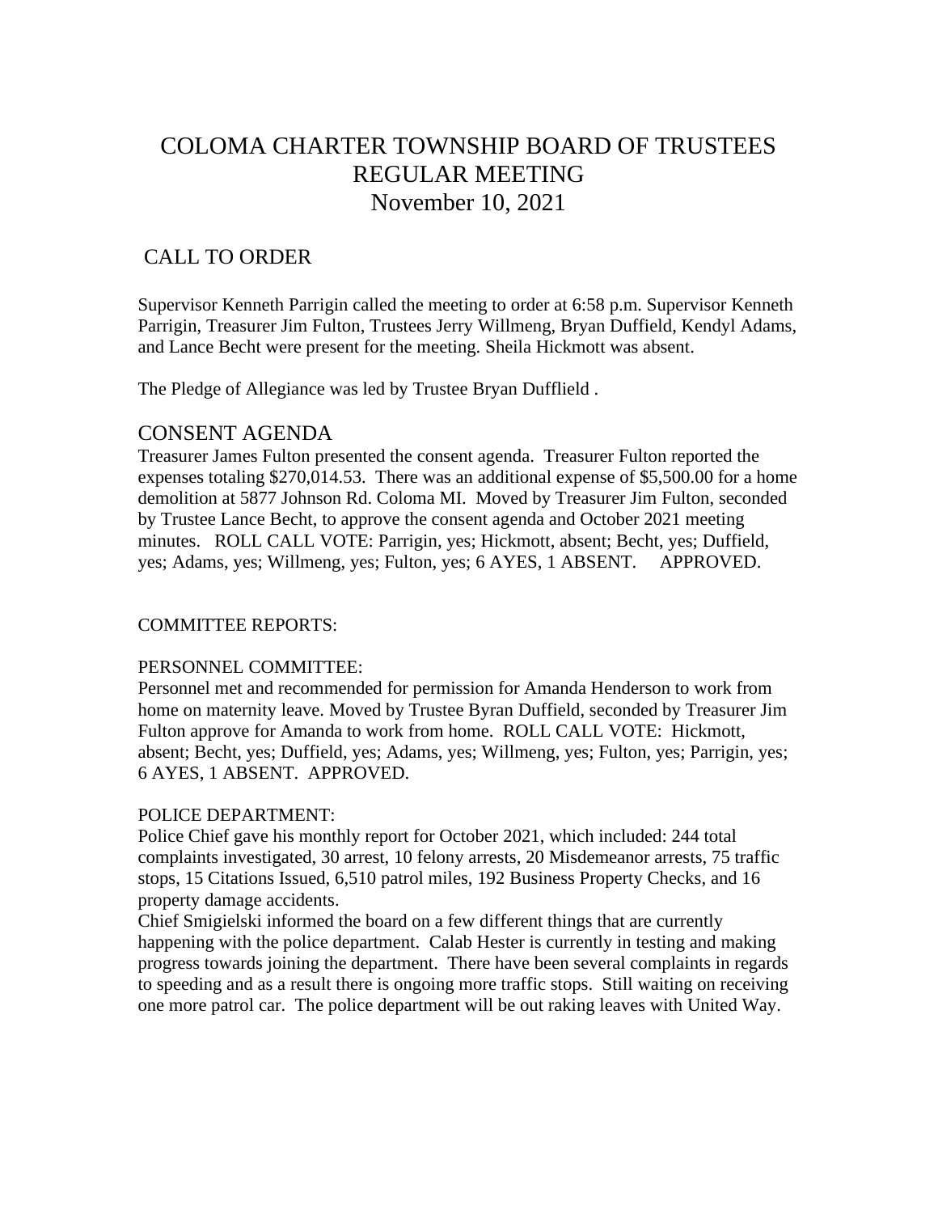# COLOMA CHARTER TOWNSHIP BOARD OF TRUSTEES REGULAR MEETING November 10, 2021

## CALL TO ORDER

Supervisor Kenneth Parrigin called the meeting to order at 6:58 p.m. Supervisor Kenneth Parrigin, Treasurer Jim Fulton, Trustees Jerry Willmeng, Bryan Duffield, Kendyl Adams, and Lance Becht were present for the meeting. Sheila Hickmott was absent.

The Pledge of Allegiance was led by Trustee Bryan Dufflield .

## CONSENT AGENDA

Treasurer James Fulton presented the consent agenda. Treasurer Fulton reported the expenses totaling $270,014.53. There was an additional expense of $5,500.00 for a home demolition at 5877 Johnson Rd. Coloma MI. Moved by Treasurer Jim Fulton, seconded by Trustee Lance Becht, to approve the consent agenda and October 2021 meeting minutes. ROLL CALL VOTE: Parrigin, yes; Hickmott, absent; Becht, yes; Duffield, yes; Adams, yes; Willmeng, yes; Fulton, yes; 6 AYES, 1 ABSENT. APPROVED.

COMMITTEE REPORTS:

PERSONNEL COMMITTEE:

Personnel met and recommended for permission for Amanda Henderson to work from home on maternity leave. Moved by Trustee Byran Duffield, seconded by Treasurer Jim Fulton approve for Amanda to work from home. ROLL CALL VOTE: Hickmott, absent; Becht, yes; Duffield, yes; Adams, yes; Willmeng, yes; Fulton, yes; Parrigin, yes; 6 AYES, 1 ABSENT. APPROVED.

POLICE DEPARTMENT:

Police Chief gave his monthly report for October 2021, which included: 244 total complaints investigated, 30 arrest, 10 felony arrests, 20 Misdemeanor arrests, 75 traffic stops, 15 Citations Issued, 6,510 patrol miles, 192 Business Property Checks, and 16 property damage accidents.

Chief Smigielski informed the board on a few different things that are currently happening with the police department. Calab Hester is currently in testing and making progress towards joining the department. There have been several complaints in regards to speeding and as a result there is ongoing more traffic stops. Still waiting on receiving one more patrol car. The police department will be out raking leaves with United Way.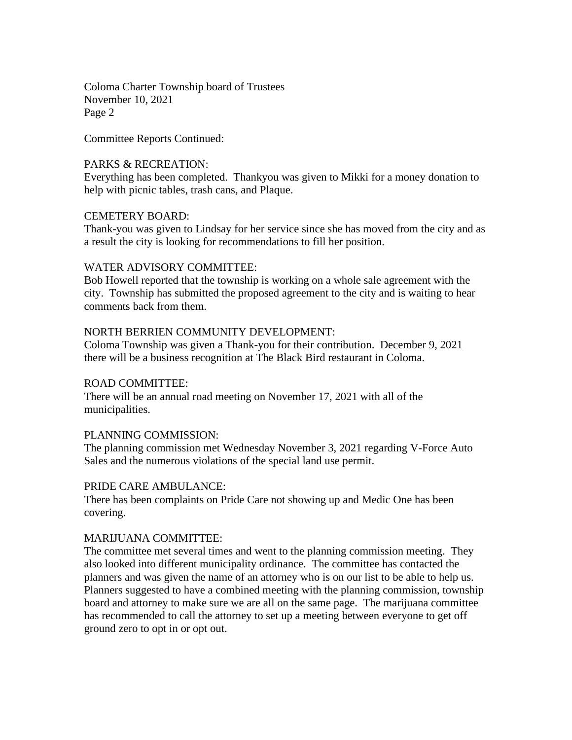Committee Reports Continued:

PARKS & RECREATION:
Everything has been completed. Thankyou was given to Mikki for a money donation to help with picnic tables, trash cans, and Plaque.

CEMETERY BOARD:
Thank-you was given to Lindsay for her service since she has moved from the city and as a result the city is looking for recommendations to fill her position.

WATER ADVISORY COMMITTEE:
Bob Howell reported that the township is working on a whole sale agreement with the city. Township has submitted the proposed agreement to the city and is waiting to hear comments back from them.

NORTH BERRIEN COMMUNITY DEVELOPMENT:
Coloma Township was given a Thank-you for their contribution. December 9, 2021 there will be a business recognition at The Black Bird restaurant in Coloma.

ROAD COMMITTEE:
There will be an annual road meeting on November 17, 2021 with all of the municipalities.

PLANNING COMMISSION:
The planning commission met Wednesday November 3, 2021 regarding V-Force Auto Sales and the numerous violations of the special land use permit.

PRIDE CARE AMBULANCE:
There has been complaints on Pride Care not showing up and Medic One has been covering.

MARIJUANA COMMITTEE:
The committee met several times and went to the planning commission meeting. They also looked into different municipality ordinance. The committee has contacted the planners and was given the name of an attorney who is on our list to be able to help us. Planners suggested to have a combined meeting with the planning commission, township board and attorney to make sure we are all on the same page. The marijuana committee has recommended to call the attorney to set up a meeting between everyone to get off ground zero to opt in or opt out.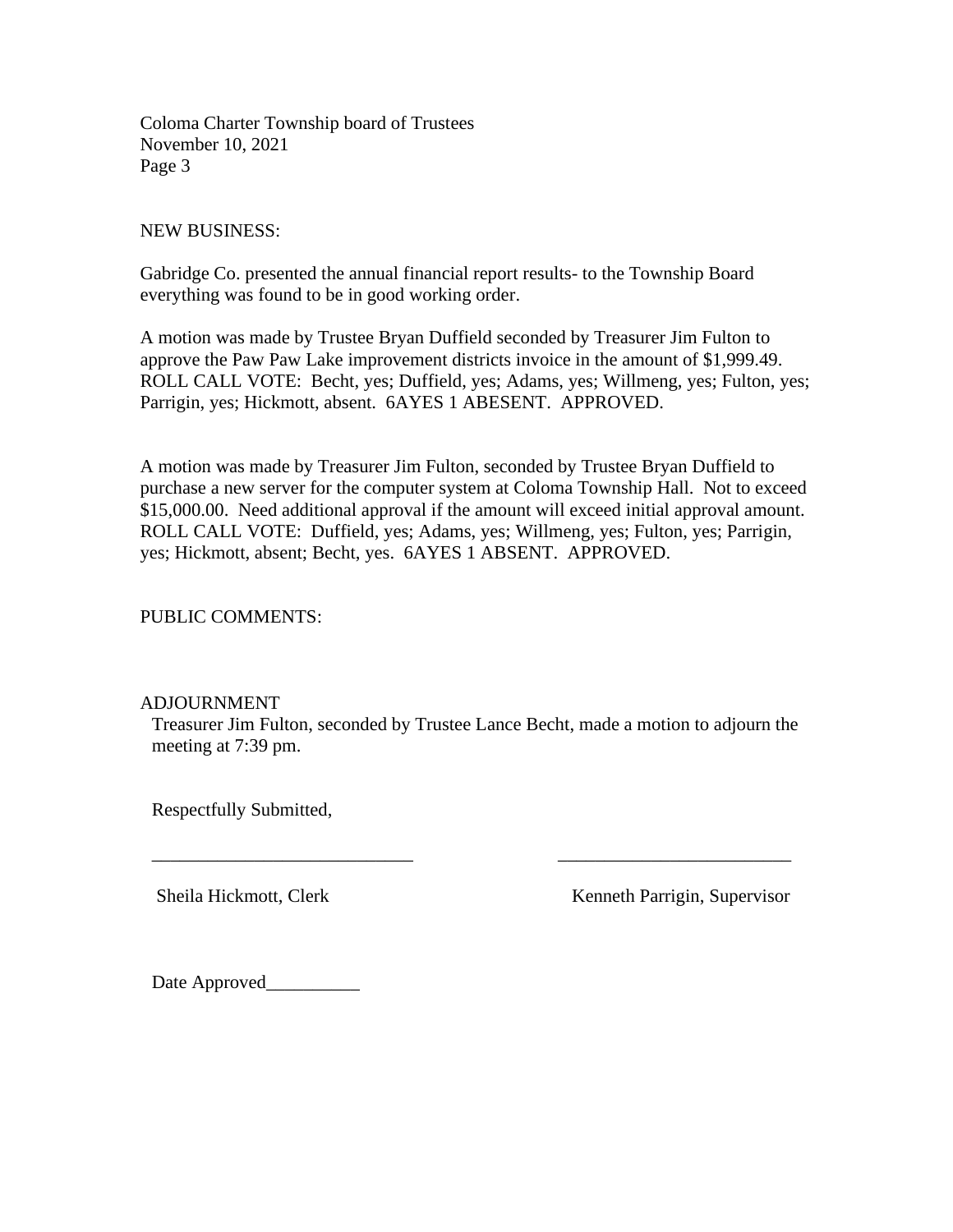NEW BUSINESS:

Gabridge Co. presented the annual financial report results- to the Township Board everything was found to be in good working order.

A motion was made by Trustee Bryan Duffield seconded by Treasurer Jim Fulton to approve the Paw Paw Lake improvement districts invoice in the amount of $1,999.49. ROLL CALL VOTE: Becht, yes; Duffield, yes; Adams, yes; Willmeng, yes; Fulton, yes; Parrigin, yes; Hickmott, absent. 6AYES 1 ABESENT. APPROVED.

A motion was made by Treasurer Jim Fulton, seconded by Trustee Bryan Duffield to purchase a new server for the computer system at Coloma Township Hall. Not to exceed $15,000.00. Need additional approval if the amount will exceed initial approval amount. ROLL CALL VOTE: Duffield, yes; Adams, yes; Willmeng, yes; Fulton, yes; Parrigin, yes; Hickmott, absent; Becht, yes. 6AYES 1 ABSENT. APPROVED.

PUBLIC COMMENTS:

ADJOURNMENT

Treasurer Jim Fulton, seconded by Trustee Lance Becht, made a motion to adjourn the meeting at 7:39 pm.

Respectfully Submitted,

\_\_\_\_\_\_\_\_\_\_\_\_\_\_\_\_\_\_\_\_\_\_\_\_\_\_\_\_ \_\_\_\_\_\_\_\_\_\_\_\_\_\_\_\_\_\_\_\_\_\_\_\_\_\_

Sheila Hickmott, Clerk Kenneth Parrigin, Supervisor

Date Approved\_\_\_\_\_\_\_\_\_\_